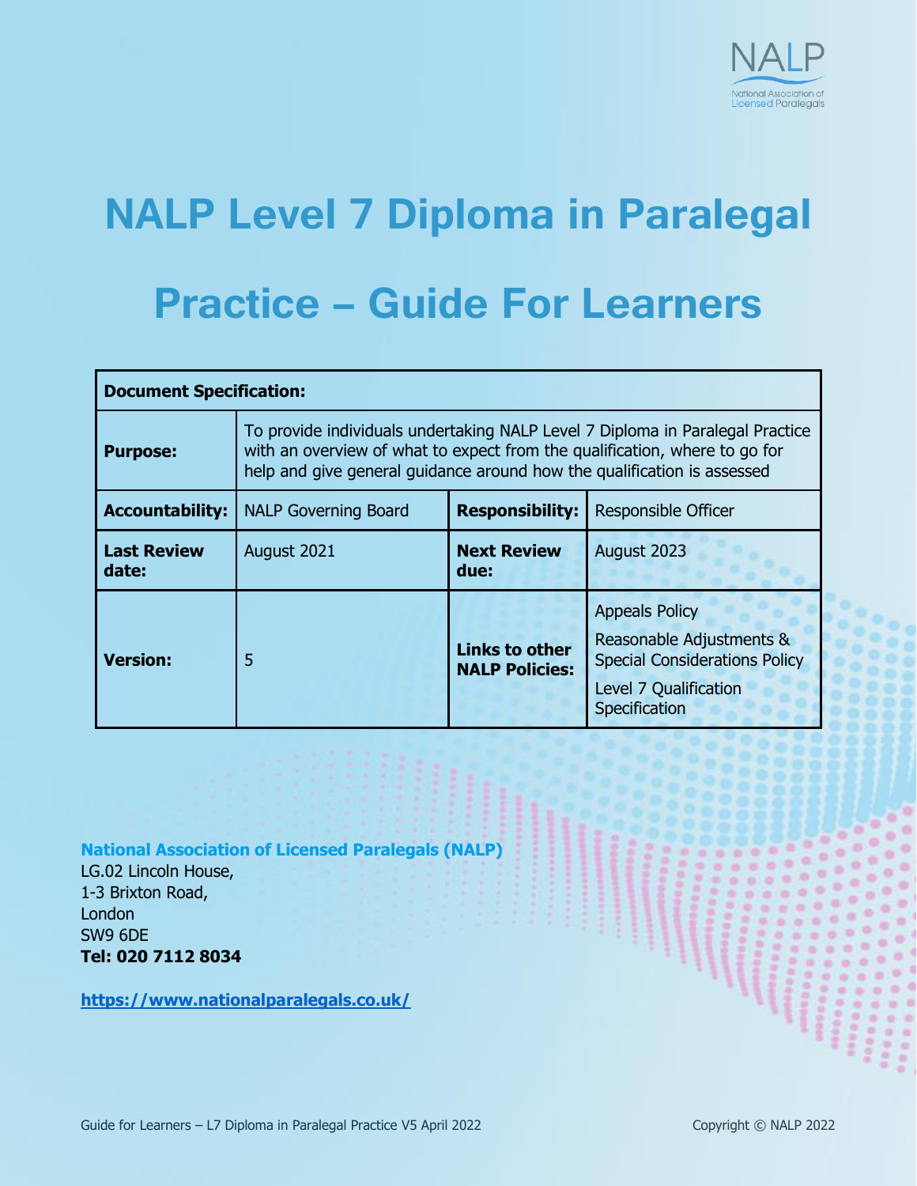# NALP Level 7 Diploma in Paralegal Practice – Guide For Learners

| Document Specification: | | | |
|---|---|---|---|
| **Purpose:** | To provide individuals undertaking NALP Level 7 Diploma in Paralegal Practice with an overview of what to expect from the qualification, where to go for help and give general guidance around how the qualification is assessed | | |
| **Accountability:** | NALP Governing Board | **Responsibility:** | Responsible Officer |
| **Last Review date:** | August 2021 | **Next Review due:** | August 2023 |
| **Version:** | 5 | **Links to other NALP Policies:** | Appeals Policy<br>Reasonable Adjustments & Special Considerations Policy<br>Level 7 Qualification Specification |

**National Association of Licensed Paralegals (NALP)**
LG.02 Lincoln House,
1-3 Brixton Road,
London
SW9 6DE
**Tel: 020 7112 8034**

**https://www.nationalparalegals.co.uk/**

Guide for Learners – L7 Diploma in Paralegal Practice V5 April 2022

Copyright © NALP 2022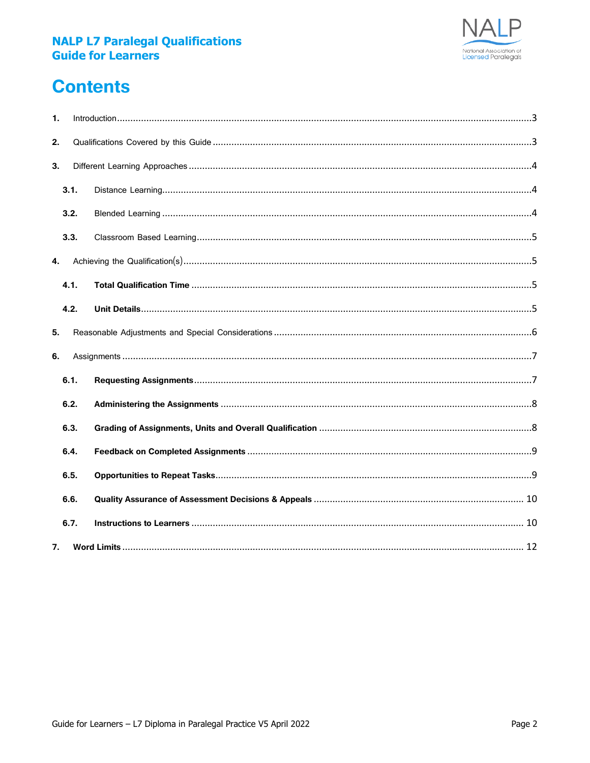# Contents

1. Introduction .......... 3
2. Qualifications Covered by this Guide .......... 3
3. Different Learning Approaches .......... 4
   - 3.1. Distance Learning .......... 4
   - 3.2. Blended Learning .......... 4
   - 3.3. Classroom Based Learning .......... 5
4. Achieving the Qualification(s) .......... 5
   - **4.1. Total Qualification Time** .......... 5
   - **4.2. Unit Details** .......... 5
5. Reasonable Adjustments and Special Considerations .......... 6
6. Assignments .......... 7
   - **6.1. Requesting Assignments** .......... 7
   - **6.2. Administering the Assignments** .......... 8
   - **6.3. Grading of Assignments, Units and Overall Qualification** .......... 8
   - **6.4. Feedback on Completed Assignments** .......... 9
   - **6.5. Opportunities to Repeat Tasks** .......... 9
   - **6.6. Quality Assurance of Assessment Decisions & Appeals** .......... 10
   - **6.7. Instructions to Learners** .......... 10
7. **Word Limits** .......... 12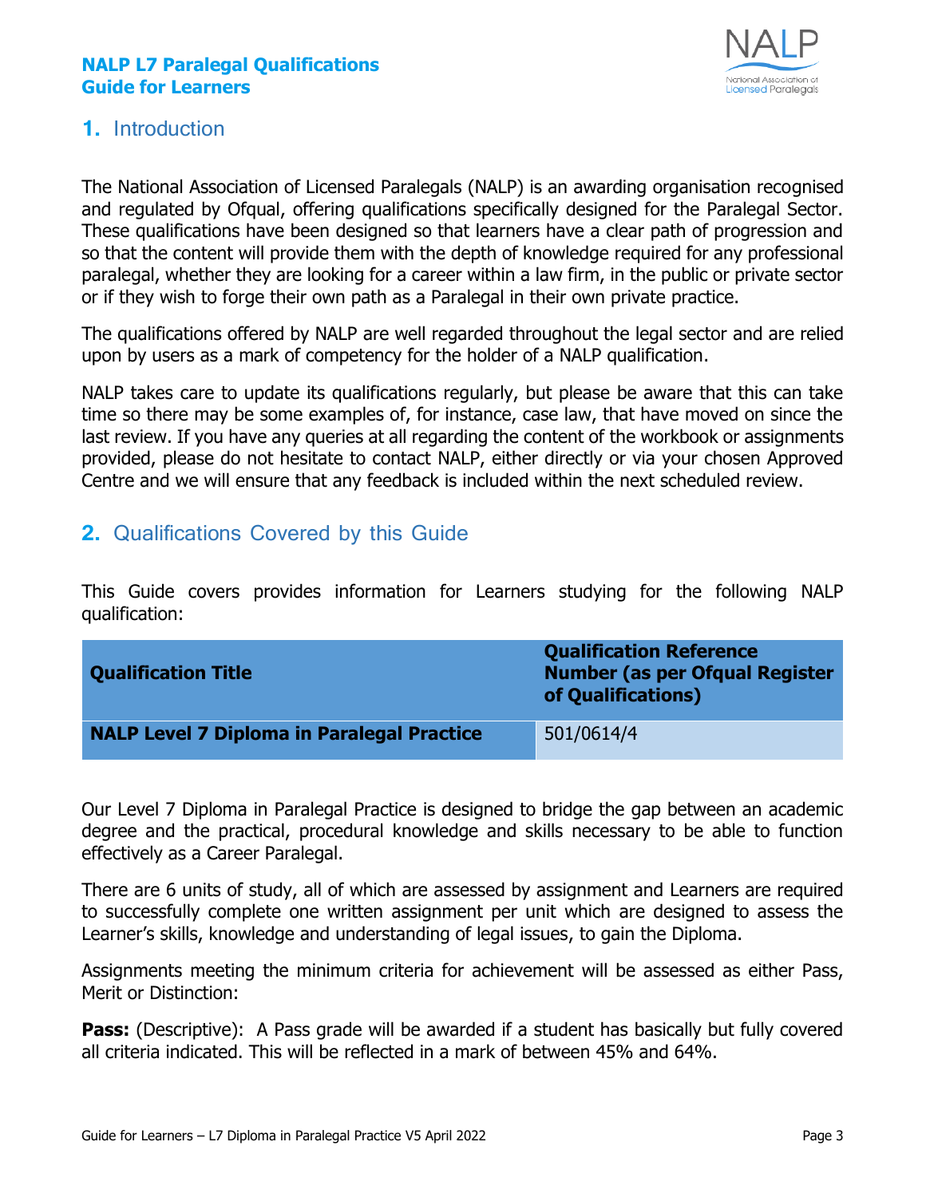## 1. Introduction

The National Association of Licensed Paralegals (NALP) is an awarding organisation recognised and regulated by Ofqual, offering qualifications specifically designed for the Paralegal Sector. These qualifications have been designed so that learners have a clear path of progression and so that the content will provide them with the depth of knowledge required for any professional paralegal, whether they are looking for a career within a law firm, in the public or private sector or if they wish to forge their own path as a Paralegal in their own private practice.

The qualifications offered by NALP are well regarded throughout the legal sector and are relied upon by users as a mark of competency for the holder of a NALP qualification.

NALP takes care to update its qualifications regularly, but please be aware that this can take time so there may be some examples of, for instance, case law, that have moved on since the last review. If you have any queries at all regarding the content of the workbook or assignments provided, please do not hesitate to contact NALP, either directly or via your chosen Approved Centre and we will ensure that any feedback is included within the next scheduled review.

## 2. Qualifications Covered by this Guide

This Guide covers provides information for Learners studying for the following NALP qualification:

| Qualification Title | Qualification Reference Number (as per Ofqual Register of Qualifications) |
|---|---|
| **NALP Level 7 Diploma in Paralegal Practice** | 501/0614/4 |

Our Level 7 Diploma in Paralegal Practice is designed to bridge the gap between an academic degree and the practical, procedural knowledge and skills necessary to be able to function effectively as a Career Paralegal.

There are 6 units of study, all of which are assessed by assignment and Learners are required to successfully complete one written assignment per unit which are designed to assess the Learner's skills, knowledge and understanding of legal issues, to gain the Diploma.

Assignments meeting the minimum criteria for achievement will be assessed as either Pass, Merit or Distinction:

**Pass:** (Descriptive): A Pass grade will be awarded if a student has basically but fully covered all criteria indicated. This will be reflected in a mark of between 45% and 64%.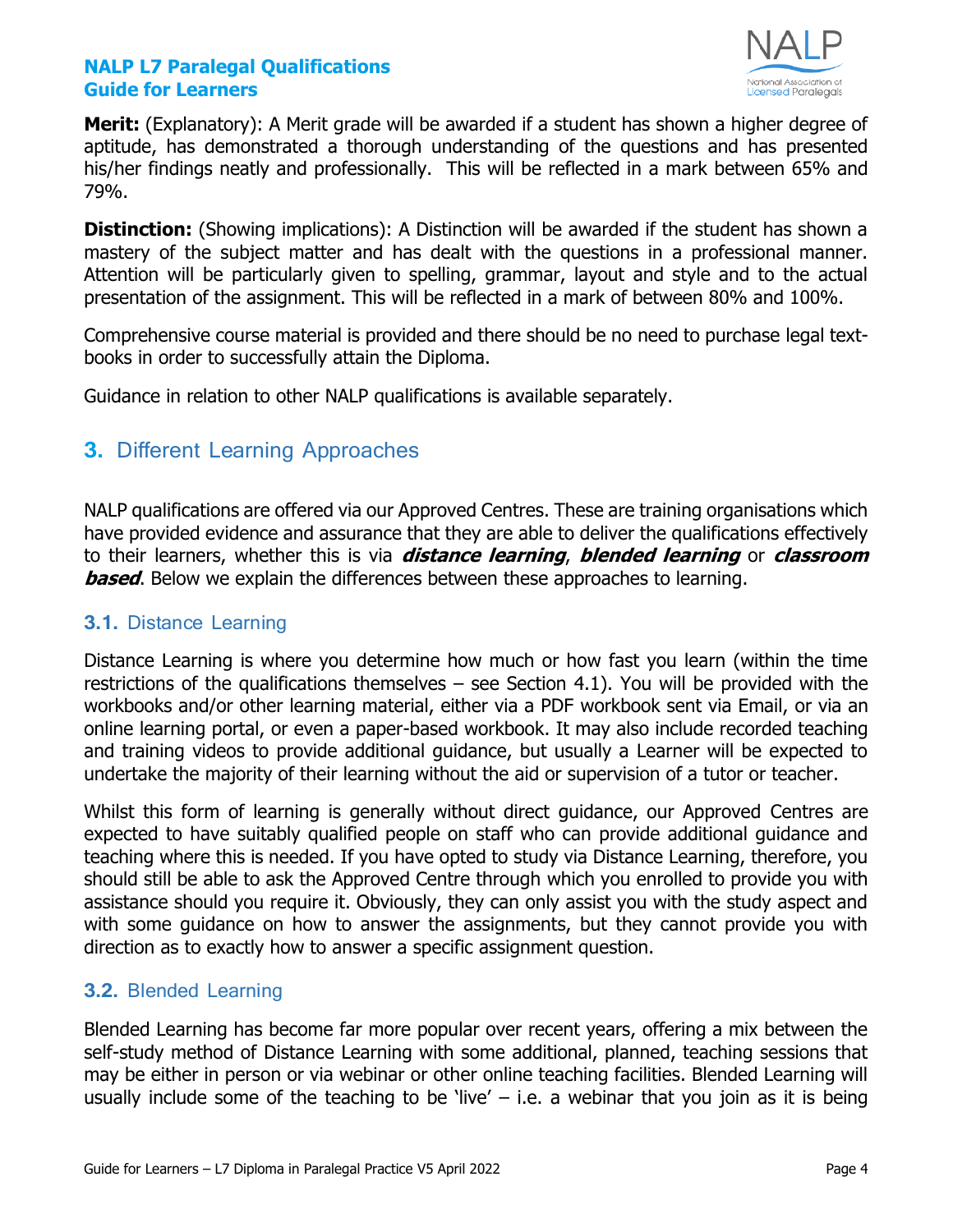**Merit:** (Explanatory): A Merit grade will be awarded if a student has shown a higher degree of aptitude, has demonstrated a thorough understanding of the questions and has presented his/her findings neatly and professionally. This will be reflected in a mark between 65% and 79%.

**Distinction:** (Showing implications): A Distinction will be awarded if the student has shown a mastery of the subject matter and has dealt with the questions in a professional manner. Attention will be particularly given to spelling, grammar, layout and style and to the actual presentation of the assignment. This will be reflected in a mark of between 80% and 100%.

Comprehensive course material is provided and there should be no need to purchase legal text-books in order to successfully attain the Diploma.

Guidance in relation to other NALP qualifications is available separately.

## 3. Different Learning Approaches

NALP qualifications are offered via our Approved Centres. These are training organisations which have provided evidence and assurance that they are able to deliver the qualifications effectively to their learners, whether this is via ***distance learning***, ***blended learning*** or ***classroom based***. Below we explain the differences between these approaches to learning.

### 3.1. Distance Learning

Distance Learning is where you determine how much or how fast you learn (within the time restrictions of the qualifications themselves – see Section 4.1). You will be provided with the workbooks and/or other learning material, either via a PDF workbook sent via Email, or via an online learning portal, or even a paper-based workbook. It may also include recorded teaching and training videos to provide additional guidance, but usually a Learner will be expected to undertake the majority of their learning without the aid or supervision of a tutor or teacher.

Whilst this form of learning is generally without direct guidance, our Approved Centres are expected to have suitably qualified people on staff who can provide additional guidance and teaching where this is needed. If you have opted to study via Distance Learning, therefore, you should still be able to ask the Approved Centre through which you enrolled to provide you with assistance should you require it. Obviously, they can only assist you with the study aspect and with some guidance on how to answer the assignments, but they cannot provide you with direction as to exactly how to answer a specific assignment question.

### 3.2. Blended Learning

Blended Learning has become far more popular over recent years, offering a mix between the self-study method of Distance Learning with some additional, planned, teaching sessions that may be either in person or via webinar or other online teaching facilities. Blended Learning will usually include some of the teaching to be 'live' – i.e. a webinar that you join as it is being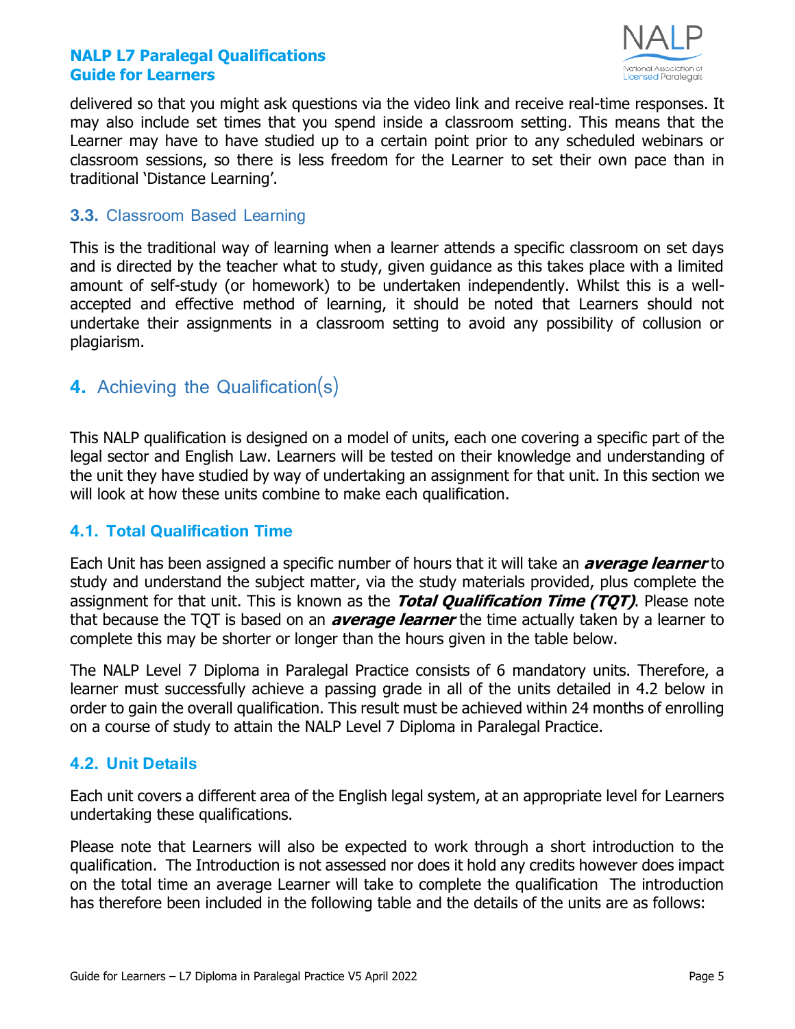delivered so that you might ask questions via the video link and receive real-time responses. It may also include set times that you spend inside a classroom setting. This means that the Learner may have to have studied up to a certain point prior to any scheduled webinars or classroom sessions, so there is less freedom for the Learner to set their own pace than in traditional 'Distance Learning'.

### 3.3. Classroom Based Learning

This is the traditional way of learning when a learner attends a specific classroom on set days and is directed by the teacher what to study, given guidance as this takes place with a limited amount of self-study (or homework) to be undertaken independently. Whilst this is a well-accepted and effective method of learning, it should be noted that Learners should not undertake their assignments in a classroom setting to avoid any possibility of collusion or plagiarism.

## 4. Achieving the Qualification(s)

This NALP qualification is designed on a model of units, each one covering a specific part of the legal sector and English Law. Learners will be tested on their knowledge and understanding of the unit they have studied by way of undertaking an assignment for that unit. In this section we will look at how these units combine to make each qualification.

### 4.1. Total Qualification Time

Each Unit has been assigned a specific number of hours that it will take an ***average learner*** to study and understand the subject matter, via the study materials provided, plus complete the assignment for that unit. This is known as the ***Total Qualification Time (TQT)***. Please note that because the TQT is based on an ***average learner*** the time actually taken by a learner to complete this may be shorter or longer than the hours given in the table below.

The NALP Level 7 Diploma in Paralegal Practice consists of 6 mandatory units. Therefore, a learner must successfully achieve a passing grade in all of the units detailed in 4.2 below in order to gain the overall qualification. This result must be achieved within 24 months of enrolling on a course of study to attain the NALP Level 7 Diploma in Paralegal Practice.

### 4.2. Unit Details

Each unit covers a different area of the English legal system, at an appropriate level for Learners undertaking these qualifications.

Please note that Learners will also be expected to work through a short introduction to the qualification. The Introduction is not assessed nor does it hold any credits however does impact on the total time an average Learner will take to complete the qualification The introduction has therefore been included in the following table and the details of the units are as follows: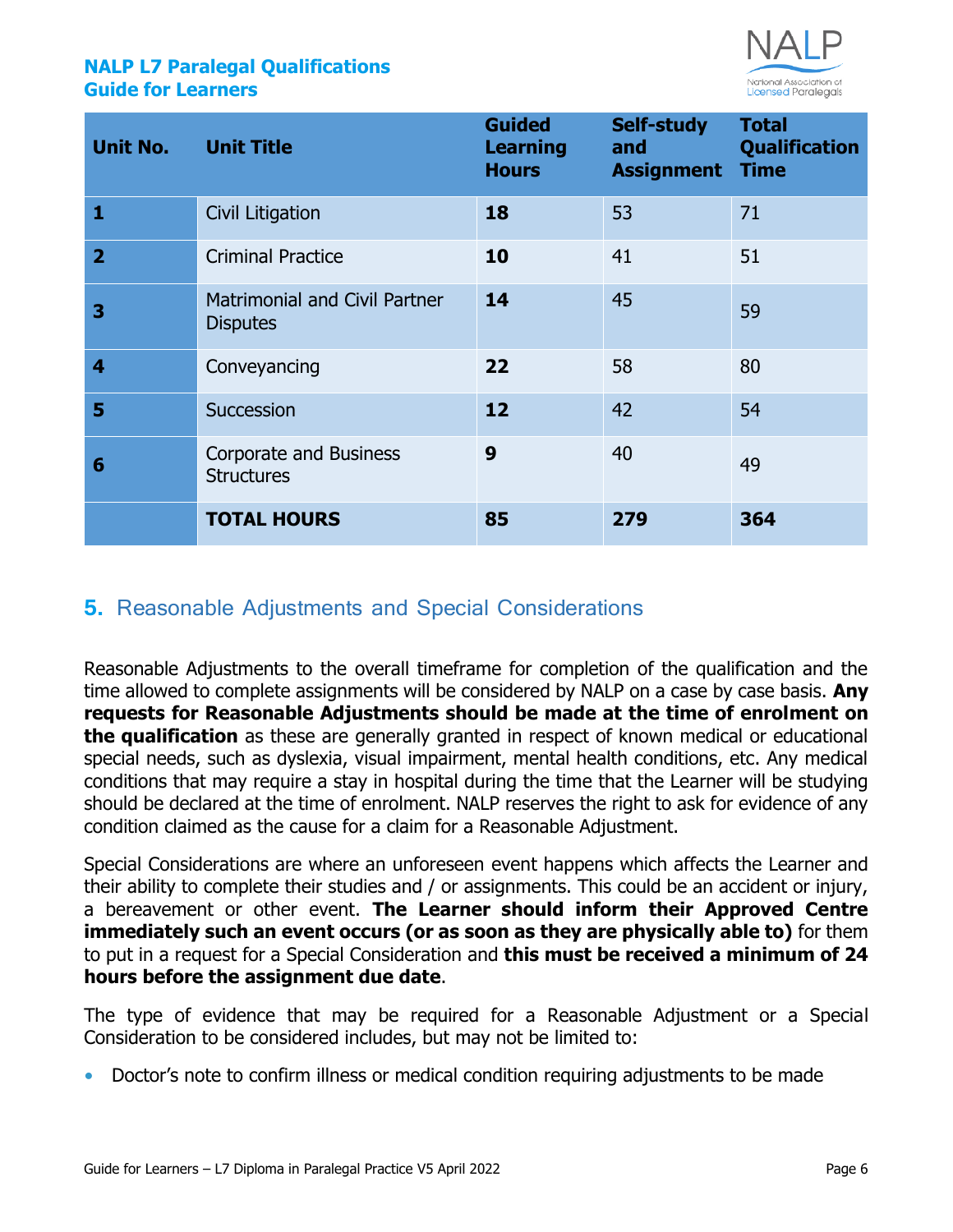| Unit No. | Unit Title | Guided Learning Hours | Self-study and Assignment | Total Qualification Time |
|---|---|---|---|---|
| **1** | Civil Litigation | **18** | 53 | 71 |
| **2** | Criminal Practice | **10** | 41 | 51 |
| **3** | Matrimonial and Civil Partner Disputes | **14** | 45 | 59 |
| **4** | Conveyancing | **22** | 58 | 80 |
| **5** | Succession | **12** | 42 | 54 |
| **6** | Corporate and Business Structures | **9** | 40 | 49 |
| | **TOTAL HOURS** | **85** | **279** | **364** |

## 5. Reasonable Adjustments and Special Considerations

Reasonable Adjustments to the overall timeframe for completion of the qualification and the time allowed to complete assignments will be considered by NALP on a case by case basis. **Any requests for Reasonable Adjustments should be made at the time of enrolment on the qualification** as these are generally granted in respect of known medical or educational special needs, such as dyslexia, visual impairment, mental health conditions, etc. Any medical conditions that may require a stay in hospital during the time that the Learner will be studying should be declared at the time of enrolment. NALP reserves the right to ask for evidence of any condition claimed as the cause for a claim for a Reasonable Adjustment.

Special Considerations are where an unforeseen event happens which affects the Learner and their ability to complete their studies and / or assignments. This could be an accident or injury, a bereavement or other event. **The Learner should inform their Approved Centre immediately such an event occurs (or as soon as they are physically able to)** for them to put in a request for a Special Consideration and **this must be received a minimum of 24 hours before the assignment due date**.

The type of evidence that may be required for a Reasonable Adjustment or a Special Consideration to be considered includes, but may not be limited to:

- Doctor's note to confirm illness or medical condition requiring adjustments to be made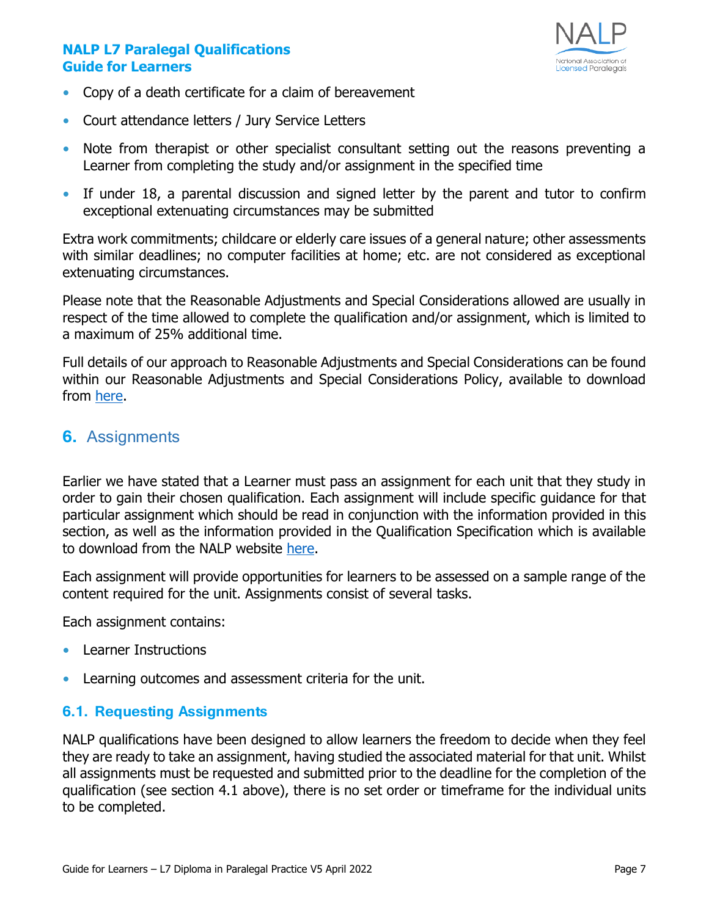- Copy of a death certificate for a claim of bereavement
- Court attendance letters / Jury Service Letters
- Note from therapist or other specialist consultant setting out the reasons preventing a Learner from completing the study and/or assignment in the specified time
- If under 18, a parental discussion and signed letter by the parent and tutor to confirm exceptional extenuating circumstances may be submitted

Extra work commitments; childcare or elderly care issues of a general nature; other assessments with similar deadlines; no computer facilities at home; etc. are not considered as exceptional extenuating circumstances.

Please note that the Reasonable Adjustments and Special Considerations allowed are usually in respect of the time allowed to complete the qualification and/or assignment, which is limited to a maximum of 25% additional time.

Full details of our approach to Reasonable Adjustments and Special Considerations can be found within our Reasonable Adjustments and Special Considerations Policy, available to download from here.

## 6. Assignments

Earlier we have stated that a Learner must pass an assignment for each unit that they study in order to gain their chosen qualification. Each assignment will include specific guidance for that particular assignment which should be read in conjunction with the information provided in this section, as well as the information provided in the Qualification Specification which is available to download from the NALP website here.

Each assignment will provide opportunities for learners to be assessed on a sample range of the content required for the unit. Assignments consist of several tasks.

Each assignment contains:

- Learner Instructions
- Learning outcomes and assessment criteria for the unit.

### 6.1. Requesting Assignments

NALP qualifications have been designed to allow learners the freedom to decide when they feel they are ready to take an assignment, having studied the associated material for that unit. Whilst all assignments must be requested and submitted prior to the deadline for the completion of the qualification (see section 4.1 above), there is no set order or timeframe for the individual units to be completed.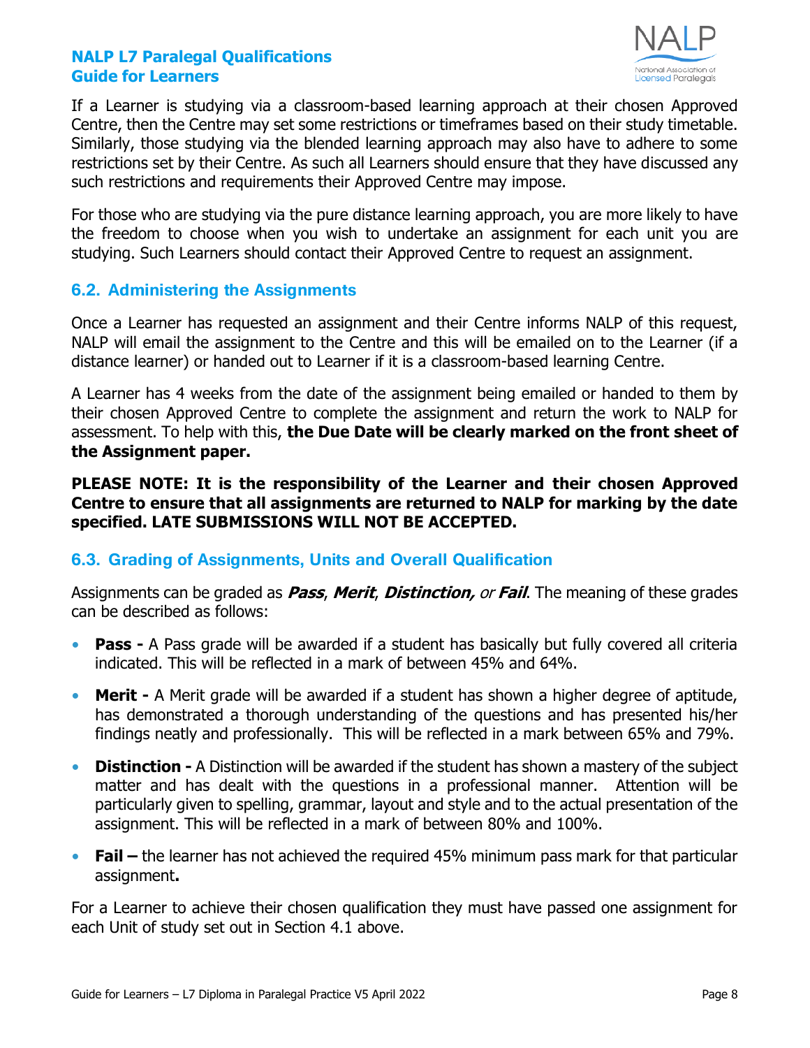If a Learner is studying via a classroom-based learning approach at their chosen Approved Centre, then the Centre may set some restrictions or timeframes based on their study timetable. Similarly, those studying via the blended learning approach may also have to adhere to some restrictions set by their Centre. As such all Learners should ensure that they have discussed any such restrictions and requirements their Approved Centre may impose.

For those who are studying via the pure distance learning approach, you are more likely to have the freedom to choose when you wish to undertake an assignment for each unit you are studying. Such Learners should contact their Approved Centre to request an assignment.

### 6.2. Administering the Assignments

Once a Learner has requested an assignment and their Centre informs NALP of this request, NALP will email the assignment to the Centre and this will be emailed on to the Learner (if a distance learner) or handed out to Learner if it is a classroom-based learning Centre.

A Learner has 4 weeks from the date of the assignment being emailed or handed to them by their chosen Approved Centre to complete the assignment and return the work to NALP for assessment. To help with this, **the Due Date will be clearly marked on the front sheet of the Assignment paper.**

**PLEASE NOTE: It is the responsibility of the Learner and their chosen Approved Centre to ensure that all assignments are returned to NALP for marking by the date specified. LATE SUBMISSIONS WILL NOT BE ACCEPTED.**

### 6.3. Grading of Assignments, Units and Overall Qualification

Assignments can be graded as ***Pass***, ***Merit***, ***Distinction,*** *or* ***Fail***. The meaning of these grades can be described as follows:

- **Pass -** A Pass grade will be awarded if a student has basically but fully covered all criteria indicated. This will be reflected in a mark of between 45% and 64%.
- **Merit -** A Merit grade will be awarded if a student has shown a higher degree of aptitude, has demonstrated a thorough understanding of the questions and has presented his/her findings neatly and professionally. This will be reflected in a mark between 65% and 79%.
- **Distinction -** A Distinction will be awarded if the student has shown a mastery of the subject matter and has dealt with the questions in a professional manner. Attention will be particularly given to spelling, grammar, layout and style and to the actual presentation of the assignment. This will be reflected in a mark of between 80% and 100%.
- **Fail –** the learner has not achieved the required 45% minimum pass mark for that particular assignment**.**

For a Learner to achieve their chosen qualification they must have passed one assignment for each Unit of study set out in Section 4.1 above.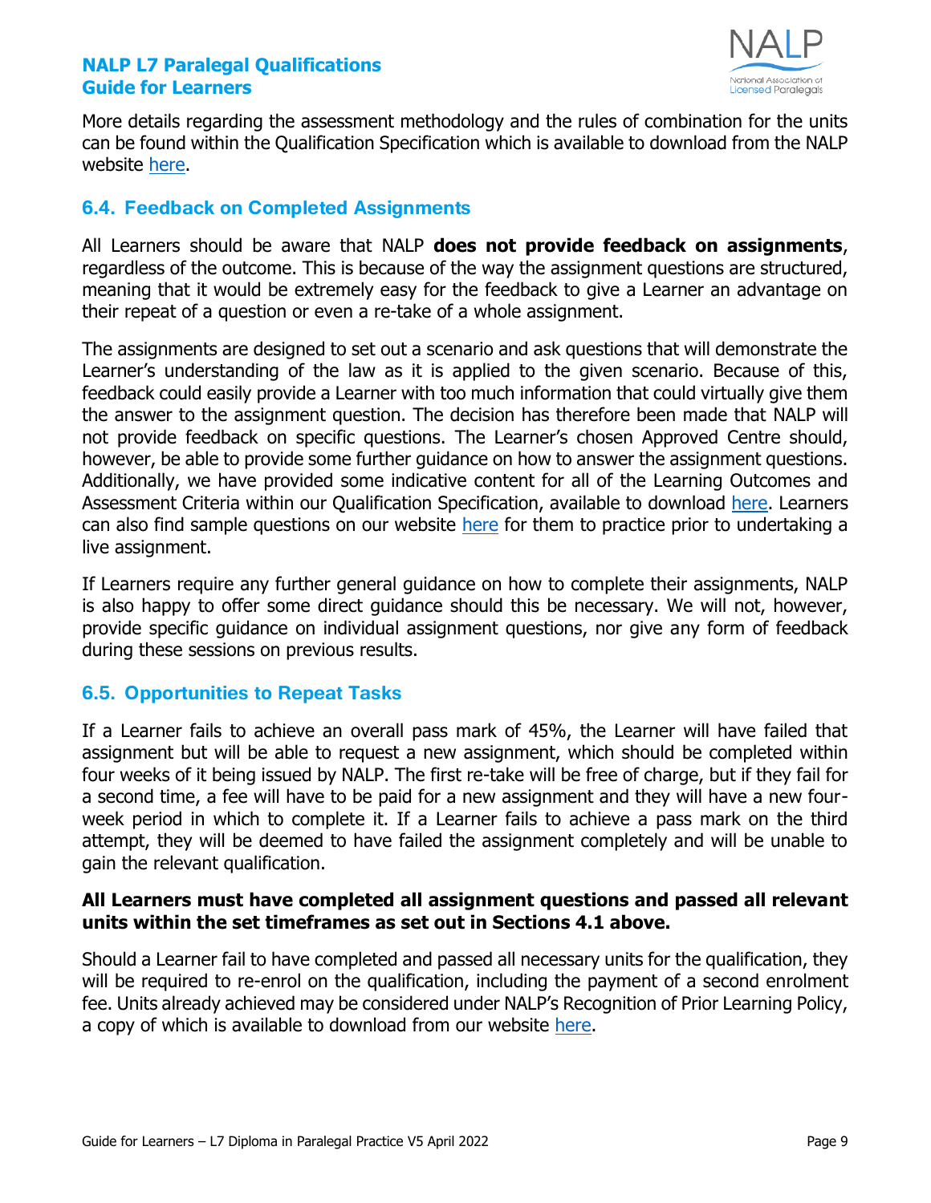More details regarding the assessment methodology and the rules of combination for the units can be found within the Qualification Specification which is available to download from the NALP website here.

### 6.4. Feedback on Completed Assignments

All Learners should be aware that NALP **does not provide feedback on assignments**, regardless of the outcome. This is because of the way the assignment questions are structured, meaning that it would be extremely easy for the feedback to give a Learner an advantage on their repeat of a question or even a re-take of a whole assignment.

The assignments are designed to set out a scenario and ask questions that will demonstrate the Learner's understanding of the law as it is applied to the given scenario. Because of this, feedback could easily provide a Learner with too much information that could virtually give them the answer to the assignment question. The decision has therefore been made that NALP will not provide feedback on specific questions. The Learner's chosen Approved Centre should, however, be able to provide some further guidance on how to answer the assignment questions. Additionally, we have provided some indicative content for all of the Learning Outcomes and Assessment Criteria within our Qualification Specification, available to download here. Learners can also find sample questions on our website here for them to practice prior to undertaking a live assignment.

If Learners require any further general guidance on how to complete their assignments, NALP is also happy to offer some direct guidance should this be necessary. We will not, however, provide specific guidance on individual assignment questions, nor give any form of feedback during these sessions on previous results.

### 6.5. Opportunities to Repeat Tasks

If a Learner fails to achieve an overall pass mark of 45%, the Learner will have failed that assignment but will be able to request a new assignment, which should be completed within four weeks of it being issued by NALP. The first re-take will be free of charge, but if they fail for a second time, a fee will have to be paid for a new assignment and they will have a new four-week period in which to complete it. If a Learner fails to achieve a pass mark on the third attempt, they will be deemed to have failed the assignment completely and will be unable to gain the relevant qualification.

**All Learners must have completed all assignment questions and passed all relevant units within the set timeframes as set out in Sections 4.1 above.**

Should a Learner fail to have completed and passed all necessary units for the qualification, they will be required to re-enrol on the qualification, including the payment of a second enrolment fee. Units already achieved may be considered under NALP's Recognition of Prior Learning Policy, a copy of which is available to download from our website here.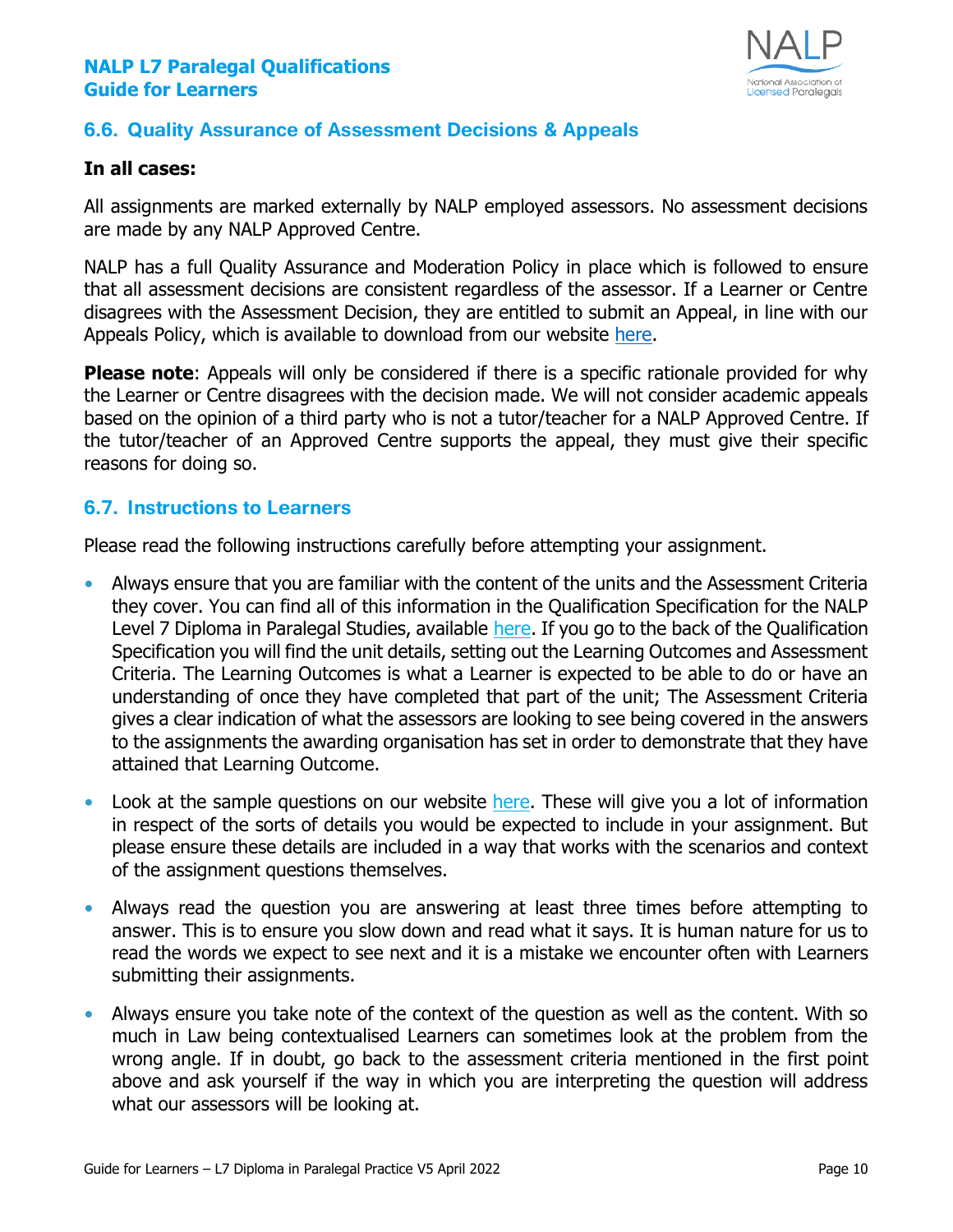## 6.6. Quality Assurance of Assessment Decisions & Appeals

**In all cases:**

All assignments are marked externally by NALP employed assessors. No assessment decisions are made by any NALP Approved Centre.

NALP has a full Quality Assurance and Moderation Policy in place which is followed to ensure that all assessment decisions are consistent regardless of the assessor. If a Learner or Centre disagrees with the Assessment Decision, they are entitled to submit an Appeal, in line with our Appeals Policy, which is available to download from our website here.

**Please note**: Appeals will only be considered if there is a specific rationale provided for why the Learner or Centre disagrees with the decision made. We will not consider academic appeals based on the opinion of a third party who is not a tutor/teacher for a NALP Approved Centre. If the tutor/teacher of an Approved Centre supports the appeal, they must give their specific reasons for doing so.

## 6.7. Instructions to Learners

Please read the following instructions carefully before attempting your assignment.

- Always ensure that you are familiar with the content of the units and the Assessment Criteria they cover. You can find all of this information in the Qualification Specification for the NALP Level 7 Diploma in Paralegal Studies, available here. If you go to the back of the Qualification Specification you will find the unit details, setting out the Learning Outcomes and Assessment Criteria. The Learning Outcomes is what a Learner is expected to be able to do or have an understanding of once they have completed that part of the unit; The Assessment Criteria gives a clear indication of what the assessors are looking to see being covered in the answers to the assignments the awarding organisation has set in order to demonstrate that they have attained that Learning Outcome.
- Look at the sample questions on our website here. These will give you a lot of information in respect of the sorts of details you would be expected to include in your assignment. But please ensure these details are included in a way that works with the scenarios and context of the assignment questions themselves.
- Always read the question you are answering at least three times before attempting to answer. This is to ensure you slow down and read what it says. It is human nature for us to read the words we expect to see next and it is a mistake we encounter often with Learners submitting their assignments.
- Always ensure you take note of the context of the question as well as the content. With so much in Law being contextualised Learners can sometimes look at the problem from the wrong angle. If in doubt, go back to the assessment criteria mentioned in the first point above and ask yourself if the way in which you are interpreting the question will address what our assessors will be looking at.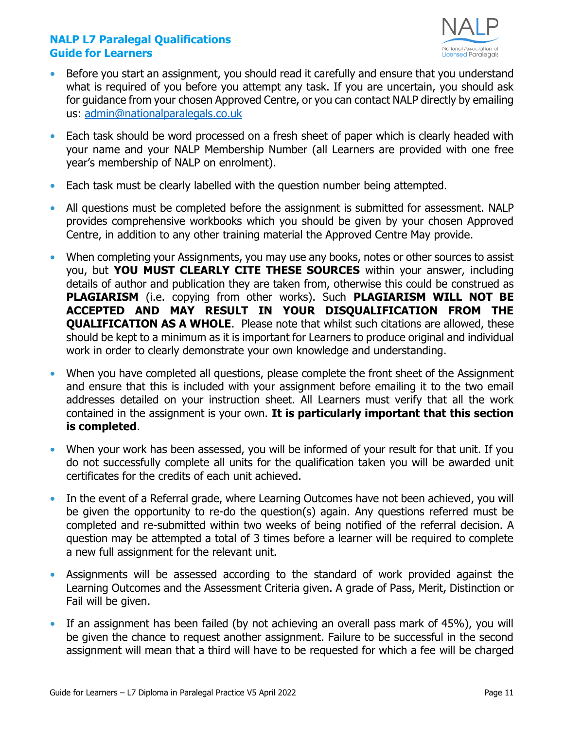- Before you start an assignment, you should read it carefully and ensure that you understand what is required of you before you attempt any task. If you are uncertain, you should ask for guidance from your chosen Approved Centre, or you can contact NALP directly by emailing us: admin@nationalparalegals.co.uk
- Each task should be word processed on a fresh sheet of paper which is clearly headed with your name and your NALP Membership Number (all Learners are provided with one free year's membership of NALP on enrolment).
- Each task must be clearly labelled with the question number being attempted.
- All questions must be completed before the assignment is submitted for assessment. NALP provides comprehensive workbooks which you should be given by your chosen Approved Centre, in addition to any other training material the Approved Centre May provide.
- When completing your Assignments, you may use any books, notes or other sources to assist you, but **YOU MUST CLEARLY CITE THESE SOURCES** within your answer, including details of author and publication they are taken from, otherwise this could be construed as **PLAGIARISM** (i.e. copying from other works). Such **PLAGIARISM WILL NOT BE ACCEPTED AND MAY RESULT IN YOUR DISQUALIFICATION FROM THE QUALIFICATION AS A WHOLE**. Please note that whilst such citations are allowed, these should be kept to a minimum as it is important for Learners to produce original and individual work in order to clearly demonstrate your own knowledge and understanding.
- When you have completed all questions, please complete the front sheet of the Assignment and ensure that this is included with your assignment before emailing it to the two email addresses detailed on your instruction sheet. All Learners must verify that all the work contained in the assignment is your own. **It is particularly important that this section is completed**.
- When your work has been assessed, you will be informed of your result for that unit. If you do not successfully complete all units for the qualification taken you will be awarded unit certificates for the credits of each unit achieved.
- In the event of a Referral grade, where Learning Outcomes have not been achieved, you will be given the opportunity to re-do the question(s) again. Any questions referred must be completed and re-submitted within two weeks of being notified of the referral decision. A question may be attempted a total of 3 times before a learner will be required to complete a new full assignment for the relevant unit.
- Assignments will be assessed according to the standard of work provided against the Learning Outcomes and the Assessment Criteria given. A grade of Pass, Merit, Distinction or Fail will be given.
- If an assignment has been failed (by not achieving an overall pass mark of 45%), you will be given the chance to request another assignment. Failure to be successful in the second assignment will mean that a third will have to be requested for which a fee will be charged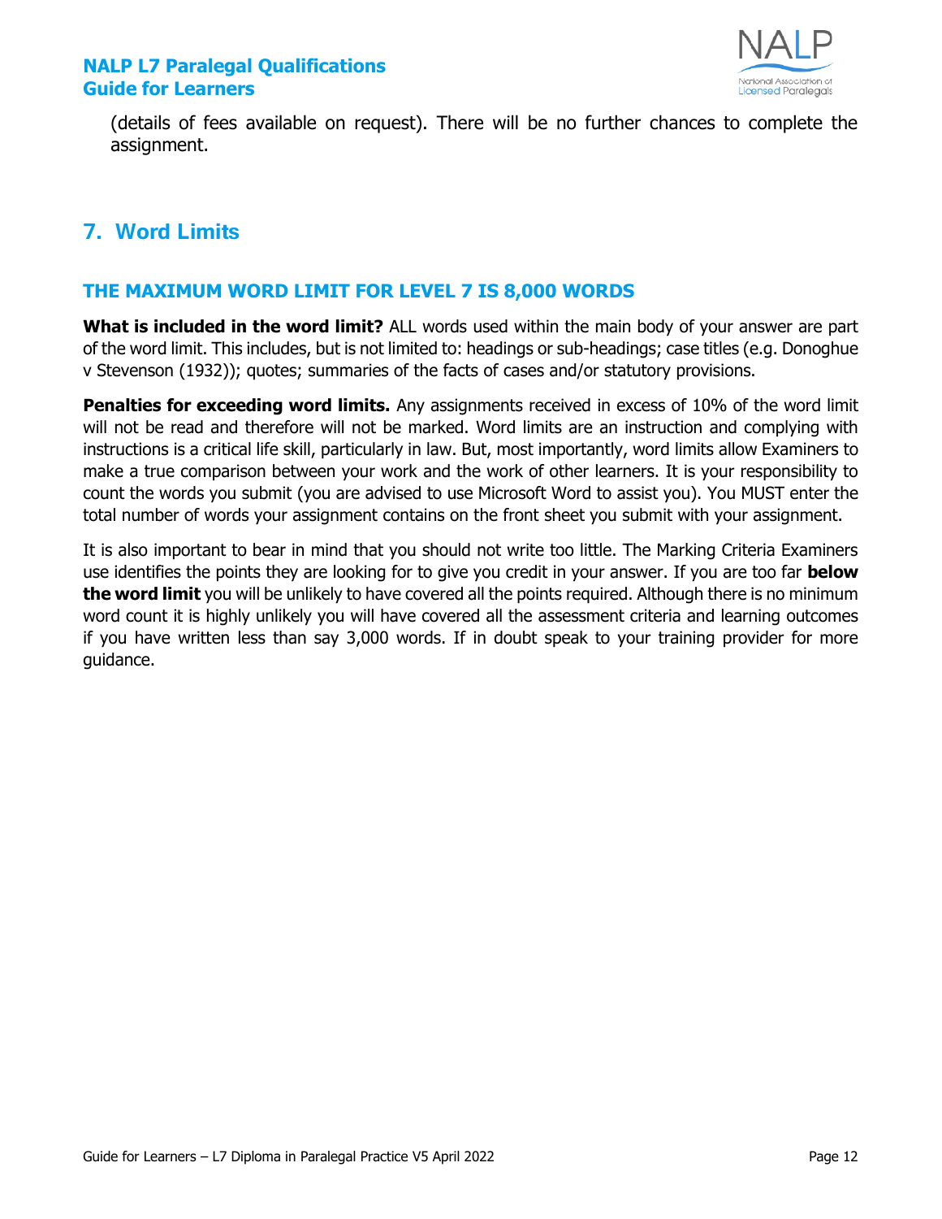(details of fees available on request). There will be no further chances to complete the assignment.

## 7. Word Limits

### THE MAXIMUM WORD LIMIT FOR LEVEL 7 IS 8,000 WORDS

**What is included in the word limit?** ALL words used within the main body of your answer are part of the word limit. This includes, but is not limited to: headings or sub-headings; case titles (e.g. Donoghue v Stevenson (1932)); quotes; summaries of the facts of cases and/or statutory provisions.

**Penalties for exceeding word limits.** Any assignments received in excess of 10% of the word limit will not be read and therefore will not be marked. Word limits are an instruction and complying with instructions is a critical life skill, particularly in law. But, most importantly, word limits allow Examiners to make a true comparison between your work and the work of other learners. It is your responsibility to count the words you submit (you are advised to use Microsoft Word to assist you). You MUST enter the total number of words your assignment contains on the front sheet you submit with your assignment.

It is also important to bear in mind that you should not write too little. The Marking Criteria Examiners use identifies the points they are looking for to give you credit in your answer. If you are too far **below the word limit** you will be unlikely to have covered all the points required. Although there is no minimum word count it is highly unlikely you will have covered all the assessment criteria and learning outcomes if you have written less than say 3,000 words. If in doubt speak to your training provider for more guidance.